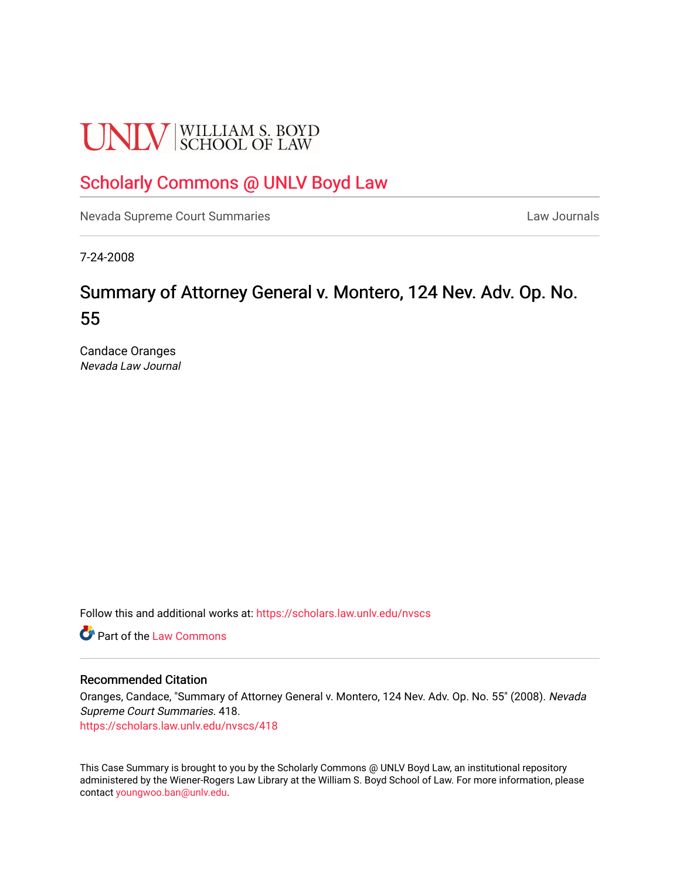UNLV | WILLIAM S. BOYD SCHOOL OF LAW

## Scholarly Commons @ UNLV Boyd Law

Nevada Supreme Court Summaries | Law Journals

7-24-2008

# Summary of Attorney General v. Montero, 124 Nev. Adv. Op. No. 55

Candace Oranges
*Nevada Law Journal*

Follow this and additional works at: https://scholars.law.unlv.edu/nvscs

Part of the Law Commons

### Recommended Citation

Oranges, Candace, "Summary of Attorney General v. Montero, 124 Nev. Adv. Op. No. 55" (2008). *Nevada Supreme Court Summaries*. 418.
https://scholars.law.unlv.edu/nvscs/418

This Case Summary is brought to you by the Scholarly Commons @ UNLV Boyd Law, an institutional repository administered by the Wiener-Rogers Law Library at the William S. Boyd School of Law. For more information, please contact youngwoo.ban@unlv.edu.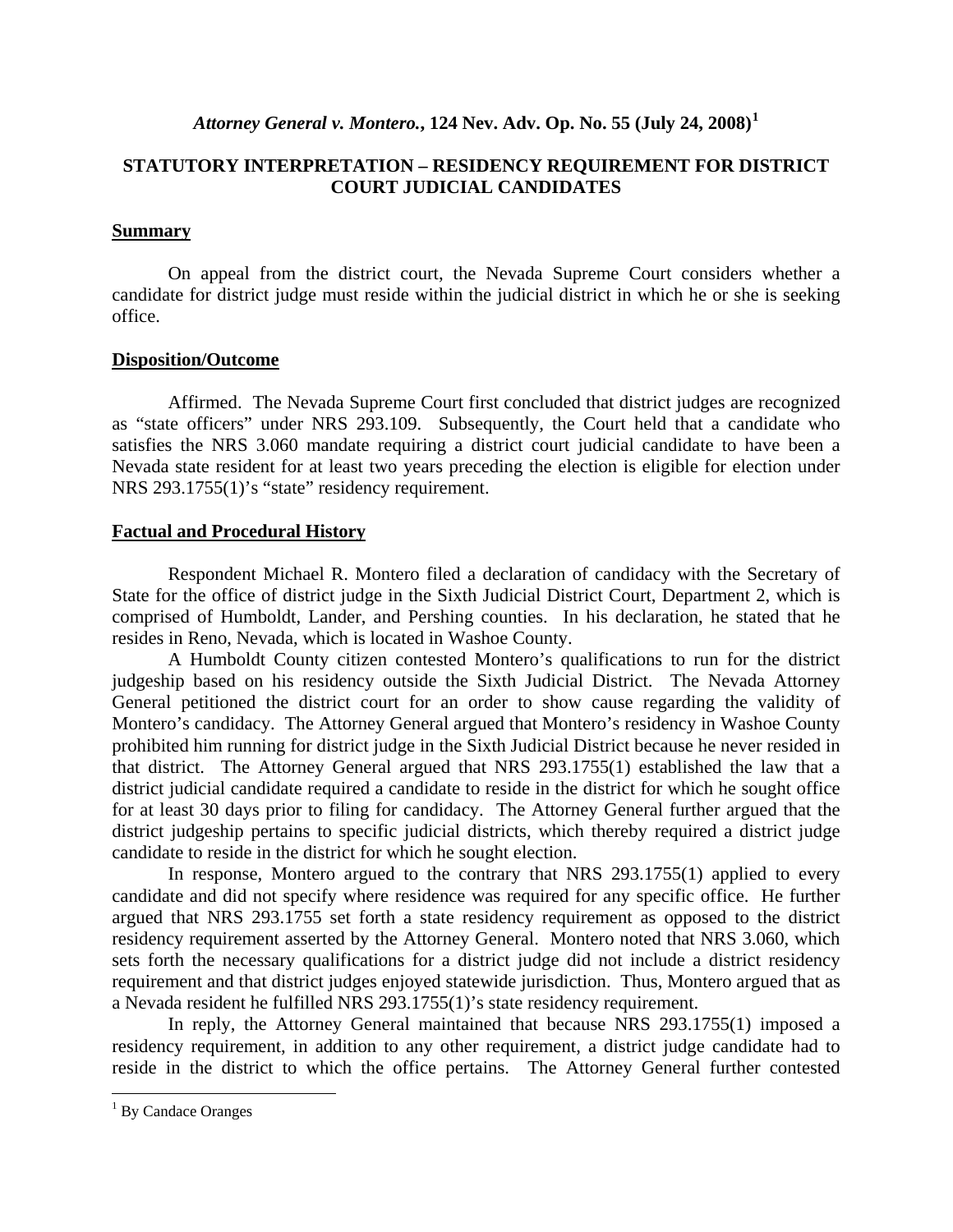### *Attorney General v. Montero.*, 124 Nev. Adv. Op. No. 55 (July 24, 2008)[1]

### STATUTORY INTERPRETATION – RESIDENCY REQUIREMENT FOR DISTRICT COURT JUDICIAL CANDIDATES

**Summary**

On appeal from the district court, the Nevada Supreme Court considers whether a candidate for district judge must reside within the judicial district in which he or she is seeking office.

**Disposition/Outcome**

Affirmed. The Nevada Supreme Court first concluded that district judges are recognized as "state officers" under NRS 293.109. Subsequently, the Court held that a candidate who satisfies the NRS 3.060 mandate requiring a district court judicial candidate to have been a Nevada state resident for at least two years preceding the election is eligible for election under NRS 293.1755(1)'s "state" residency requirement.

**Factual and Procedural History**

Respondent Michael R. Montero filed a declaration of candidacy with the Secretary of State for the office of district judge in the Sixth Judicial District Court, Department 2, which is comprised of Humboldt, Lander, and Pershing counties. In his declaration, he stated that he resides in Reno, Nevada, which is located in Washoe County.

A Humboldt County citizen contested Montero's qualifications to run for the district judgeship based on his residency outside the Sixth Judicial District. The Nevada Attorney General petitioned the district court for an order to show cause regarding the validity of Montero's candidacy. The Attorney General argued that Montero's residency in Washoe County prohibited him running for district judge in the Sixth Judicial District because he never resided in that district. The Attorney General argued that NRS 293.1755(1) established the law that a district judicial candidate required a candidate to reside in the district for which he sought office for at least 30 days prior to filing for candidacy. The Attorney General further argued that the district judgeship pertains to specific judicial districts, which thereby required a district judge candidate to reside in the district for which he sought election.

In response, Montero argued to the contrary that NRS 293.1755(1) applied to every candidate and did not specify where residence was required for any specific office. He further argued that NRS 293.1755 set forth a state residency requirement as opposed to the district residency requirement asserted by the Attorney General. Montero noted that NRS 3.060, which sets forth the necessary qualifications for a district judge did not include a district residency requirement and that district judges enjoyed statewide jurisdiction. Thus, Montero argued that as a Nevada resident he fulfilled NRS 293.1755(1)'s state residency requirement.

In reply, the Attorney General maintained that because NRS 293.1755(1) imposed a residency requirement, in addition to any other requirement, a district judge candidate had to reside in the district to which the office pertains. The Attorney General further contested

[1] By Candace Oranges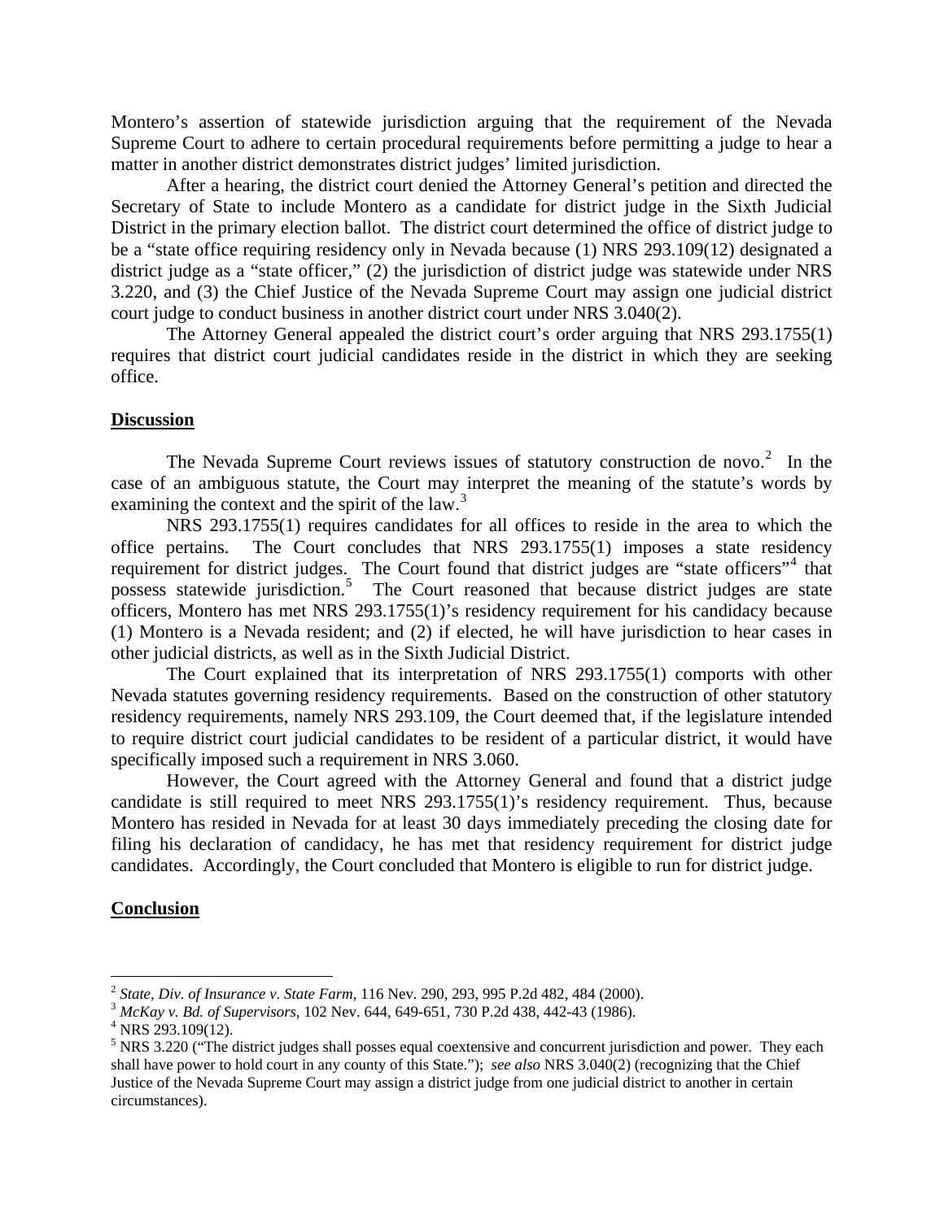Montero's assertion of statewide jurisdiction arguing that the requirement of the Nevada Supreme Court to adhere to certain procedural requirements before permitting a judge to hear a matter in another district demonstrates district judges' limited jurisdiction.

After a hearing, the district court denied the Attorney General's petition and directed the Secretary of State to include Montero as a candidate for district judge in the Sixth Judicial District in the primary election ballot. The district court determined the office of district judge to be a "state office requiring residency only in Nevada because (1) NRS 293.109(12) designated a district judge as a "state officer," (2) the jurisdiction of district judge was statewide under NRS 3.220, and (3) the Chief Justice of the Nevada Supreme Court may assign one judicial district court judge to conduct business in another district court under NRS 3.040(2).

The Attorney General appealed the district court's order arguing that NRS 293.1755(1) requires that district court judicial candidates reside in the district in which they are seeking office.

## Discussion

The Nevada Supreme Court reviews issues of statutory construction de novo.[2] In the case of an ambiguous statute, the Court may interpret the meaning of the statute's words by examining the context and the spirit of the law.[3]

NRS 293.1755(1) requires candidates for all offices to reside in the area to which the office pertains. The Court concludes that NRS 293.1755(1) imposes a state residency requirement for district judges. The Court found that district judges are "state officers"[4] that possess statewide jurisdiction.[5] The Court reasoned that because district judges are state officers, Montero has met NRS 293.1755(1)'s residency requirement for his candidacy because (1) Montero is a Nevada resident; and (2) if elected, he will have jurisdiction to hear cases in other judicial districts, as well as in the Sixth Judicial District.

The Court explained that its interpretation of NRS 293.1755(1) comports with other Nevada statutes governing residency requirements. Based on the construction of other statutory residency requirements, namely NRS 293.109, the Court deemed that, if the legislature intended to require district court judicial candidates to be resident of a particular district, it would have specifically imposed such a requirement in NRS 3.060.

However, the Court agreed with the Attorney General and found that a district judge candidate is still required to meet NRS 293.1755(1)'s residency requirement. Thus, because Montero has resided in Nevada for at least 30 days immediately preceding the closing date for filing his declaration of candidacy, he has met that residency requirement for district judge candidates. Accordingly, the Court concluded that Montero is eligible to run for district judge.

## Conclusion

---

[2] *State, Div. of Insurance v. State Farm*, 116 Nev. 290, 293, 995 P.2d 482, 484 (2000).

[3] *McKay v. Bd. of Supervisors*, 102 Nev. 644, 649-651, 730 P.2d 438, 442-43 (1986).

[4] NRS 293.109(12).

[5] NRS 3.220 ("The district judges shall posses equal coextensive and concurrent jurisdiction and power. They each shall have power to hold court in any county of this State."); *see also* NRS 3.040(2) (recognizing that the Chief Justice of the Nevada Supreme Court may assign a district judge from one judicial district to another in certain circumstances).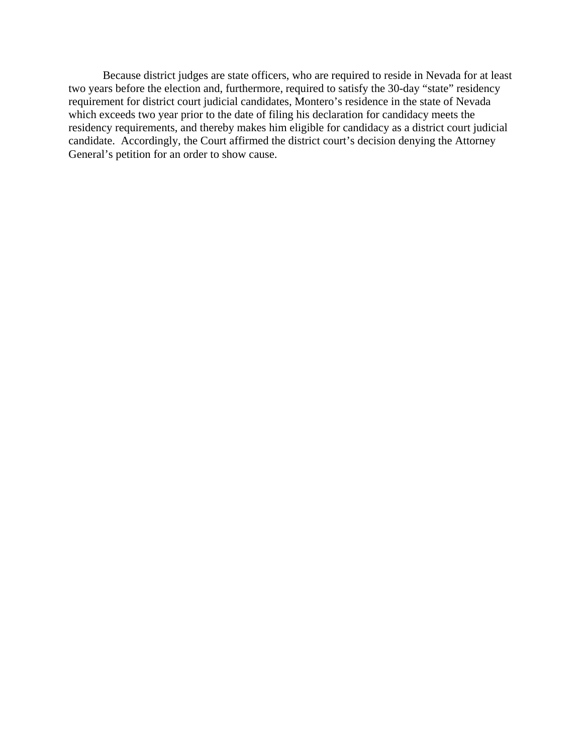Because district judges are state officers, who are required to reside in Nevada for at least two years before the election and, furthermore, required to satisfy the 30-day "state" residency requirement for district court judicial candidates, Montero's residence in the state of Nevada which exceeds two year prior to the date of filing his declaration for candidacy meets the residency requirements, and thereby makes him eligible for candidacy as a district court judicial candidate. Accordingly, the Court affirmed the district court's decision denying the Attorney General's petition for an order to show cause.